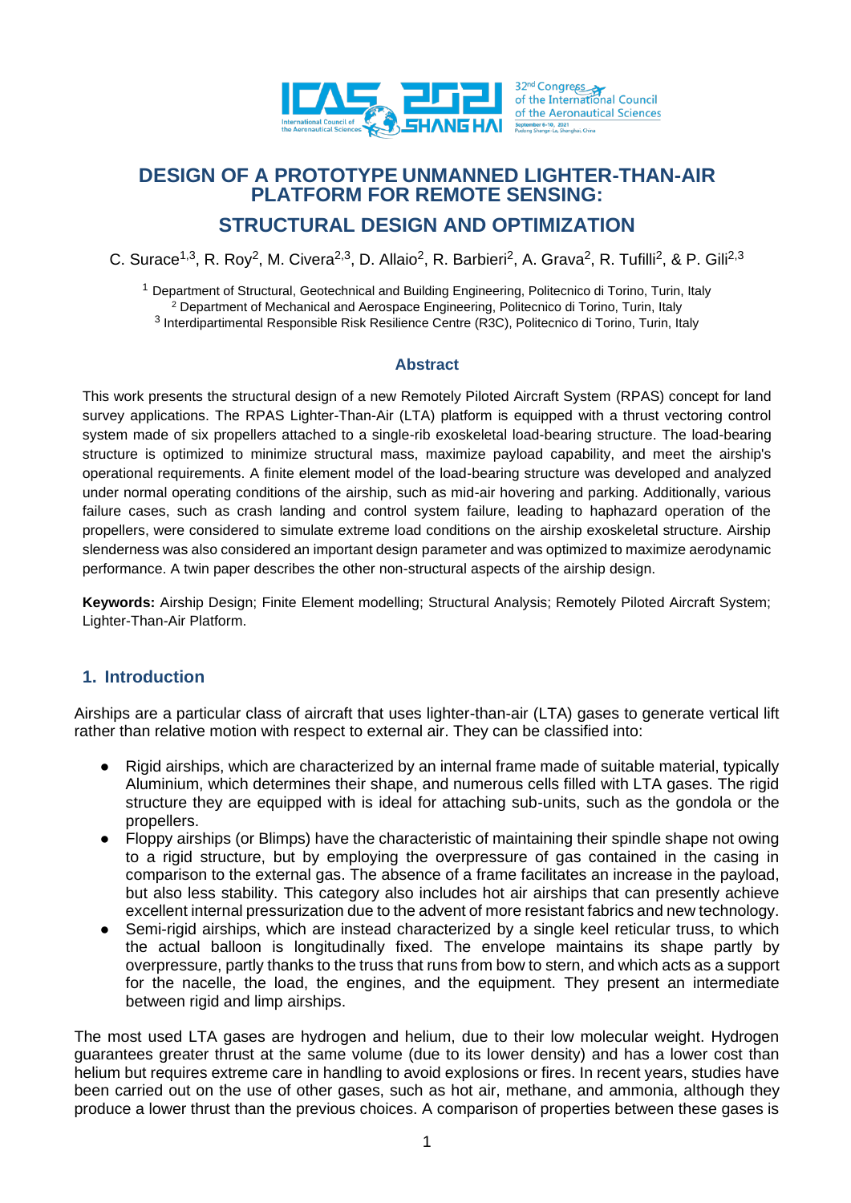# DESIGN OF A PROTOTYPE UNMANNED LIGHTER-THAN-AIR PLATFORM FOR REMOTE SENSING:

## STRUCTURAL DESIGN AND OPTIMIZATION

C. Surace[1,3], R. Roy[2], M. Civera[2,3], D. Allaio[2], R. Barbieri[2], A. Grava[2], R. Tufilli[2], & P. Gili[2,3]

[1] Department of Structural, Geotechnical and Building Engineering, Politecnico di Torino, Turin, Italy
[2] Department of Mechanical and Aerospace Engineering, Politecnico di Torino, Turin, Italy
[3] Interdipartimental Responsible Risk Resilience Centre (R3C), Politecnico di Torino, Turin, Italy

### Abstract

This work presents the structural design of a new Remotely Piloted Aircraft System (RPAS) concept for land survey applications. The RPAS Lighter-Than-Air (LTA) platform is equipped with a thrust vectoring control system made of six propellers attached to a single-rib exoskeletal load-bearing structure. The load-bearing structure is optimized to minimize structural mass, maximize payload capability, and meet the airship's operational requirements. A finite element model of the load-bearing structure was developed and analyzed under normal operating conditions of the airship, such as mid-air hovering and parking. Additionally, various failure cases, such as crash landing and control system failure, leading to haphazard operation of the propellers, were considered to simulate extreme load conditions on the airship exoskeletal structure. Airship slenderness was also considered an important design parameter and was optimized to maximize aerodynamic performance. A twin paper describes the other non-structural aspects of the airship design.

**Keywords:** Airship Design; Finite Element modelling; Structural Analysis; Remotely Piloted Aircraft System; Lighter-Than-Air Platform.

## 1. Introduction

Airships are a particular class of aircraft that uses lighter-than-air (LTA) gases to generate vertical lift rather than relative motion with respect to external air. They can be classified into:

- Rigid airships, which are characterized by an internal frame made of suitable material, typically Aluminium, which determines their shape, and numerous cells filled with LTA gases. The rigid structure they are equipped with is ideal for attaching sub-units, such as the gondola or the propellers.
- Floppy airships (or Blimps) have the characteristic of maintaining their spindle shape not owing to a rigid structure, but by employing the overpressure of gas contained in the casing in comparison to the external gas. The absence of a frame facilitates an increase in the payload, but also less stability. This category also includes hot air airships that can presently achieve excellent internal pressurization due to the advent of more resistant fabrics and new technology.
- Semi-rigid airships, which are instead characterized by a single keel reticular truss, to which the actual balloon is longitudinally fixed. The envelope maintains its shape partly by overpressure, partly thanks to the truss that runs from bow to stern, and which acts as a support for the nacelle, the load, the engines, and the equipment. They present an intermediate between rigid and limp airships.

The most used LTA gases are hydrogen and helium, due to their low molecular weight. Hydrogen guarantees greater thrust at the same volume (due to its lower density) and has a lower cost than helium but requires extreme care in handling to avoid explosions or fires. In recent years, studies have been carried out on the use of other gases, such as hot air, methane, and ammonia, although they produce a lower thrust than the previous choices. A comparison of properties between these gases is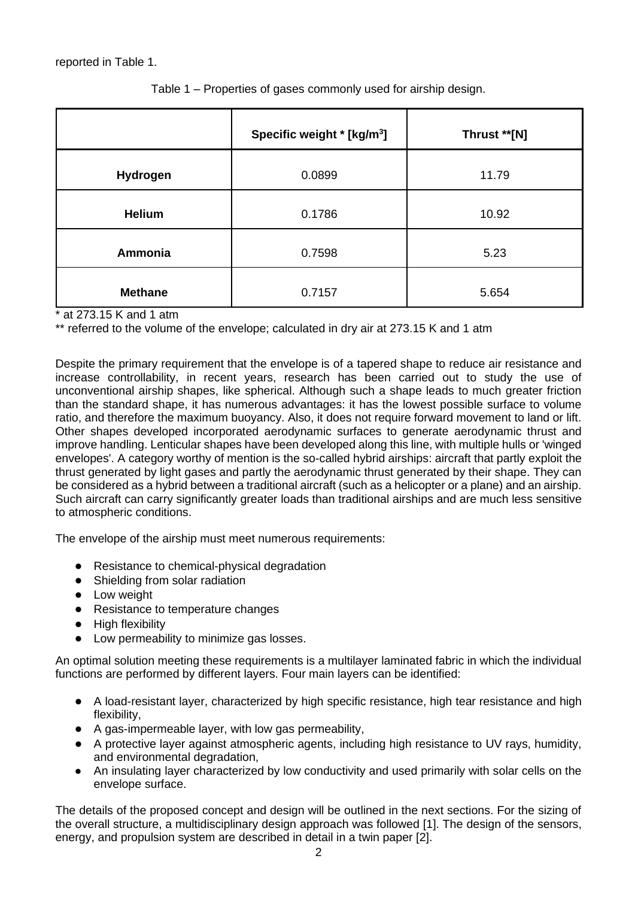reported in Table 1.

Table 1 – Properties of gases commonly used for airship design.

| | Specific weight * [kg/m$^3$] | Thrust **[N] |
|---|---|---|
| **Hydrogen** | 0.0899 | 11.79 |
| **Helium** | 0.1786 | 10.92 |
| **Ammonia** | 0.7598 | 5.23 |
| **Methane** | 0.7157 | 5.654 |

* at 273.15 K and 1 atm

** referred to the volume of the envelope; calculated in dry air at 273.15 K and 1 atm

Despite the primary requirement that the envelope is of a tapered shape to reduce air resistance and increase controllability, in recent years, research has been carried out to study the use of unconventional airship shapes, like spherical. Although such a shape leads to much greater friction than the standard shape, it has numerous advantages: it has the lowest possible surface to volume ratio, and therefore the maximum buoyancy. Also, it does not require forward movement to land or lift. Other shapes developed incorporated aerodynamic surfaces to generate aerodynamic thrust and improve handling. Lenticular shapes have been developed along this line, with multiple hulls or 'winged envelopes'. A category worthy of mention is the so-called hybrid airships: aircraft that partly exploit the thrust generated by light gases and partly the aerodynamic thrust generated by their shape. They can be considered as a hybrid between a traditional aircraft (such as a helicopter or a plane) and an airship. Such aircraft can carry significantly greater loads than traditional airships and are much less sensitive to atmospheric conditions.

The envelope of the airship must meet numerous requirements:

- Resistance to chemical-physical degradation
- Shielding from solar radiation
- Low weight
- Resistance to temperature changes
- High flexibility
- Low permeability to minimize gas losses.

An optimal solution meeting these requirements is a multilayer laminated fabric in which the individual functions are performed by different layers. Four main layers can be identified:

- A load-resistant layer, characterized by high specific resistance, high tear resistance and high flexibility,
- A gas-impermeable layer, with low gas permeability,
- A protective layer against atmospheric agents, including high resistance to UV rays, humidity, and environmental degradation,
- An insulating layer characterized by low conductivity and used primarily with solar cells on the envelope surface.

The details of the proposed concept and design will be outlined in the next sections. For the sizing of the overall structure, a multidisciplinary design approach was followed [1]. The design of the sensors, energy, and propulsion system are described in detail in a twin paper [2].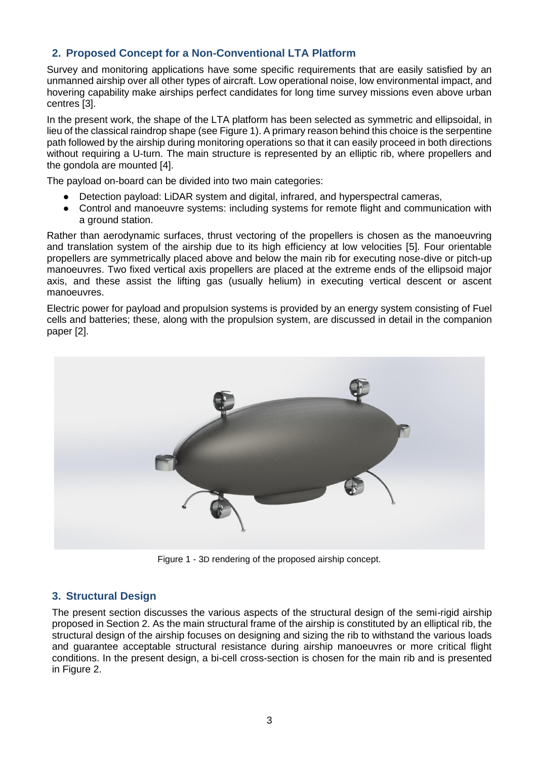## 2. Proposed Concept for a Non-Conventional LTA Platform

Survey and monitoring applications have some specific requirements that are easily satisfied by an unmanned airship over all other types of aircraft. Low operational noise, low environmental impact, and hovering capability make airships perfect candidates for long time survey missions even above urban centres [3].

In the present work, the shape of the LTA platform has been selected as symmetric and ellipsoidal, in lieu of the classical raindrop shape (see Figure 1). A primary reason behind this choice is the serpentine path followed by the airship during monitoring operations so that it can easily proceed in both directions without requiring a U-turn. The main structure is represented by an elliptic rib, where propellers and the gondola are mounted [4].

The payload on-board can be divided into two main categories:

- Detection payload: LiDAR system and digital, infrared, and hyperspectral cameras,
- Control and manoeuvre systems: including systems for remote flight and communication with a ground station.

Rather than aerodynamic surfaces, thrust vectoring of the propellers is chosen as the manoeuvring and translation system of the airship due to its high efficiency at low velocities [5]. Four orientable propellers are symmetrically placed above and below the main rib for executing nose-dive or pitch-up manoeuvres. Two fixed vertical axis propellers are placed at the extreme ends of the ellipsoid major axis, and these assist the lifting gas (usually helium) in executing vertical descent or ascent manoeuvres.

Electric power for payload and propulsion systems is provided by an energy system consisting of Fuel cells and batteries; these, along with the propulsion system, are discussed in detail in the companion paper [2].

Figure 1 - 3D rendering of the proposed airship concept.

## 3. Structural Design

The present section discusses the various aspects of the structural design of the semi-rigid airship proposed in Section 2. As the main structural frame of the airship is constituted by an elliptical rib, the structural design of the airship focuses on designing and sizing the rib to withstand the various loads and guarantee acceptable structural resistance during airship manoeuvres or more critical flight conditions. In the present design, a bi-cell cross-section is chosen for the main rib and is presented in Figure 2.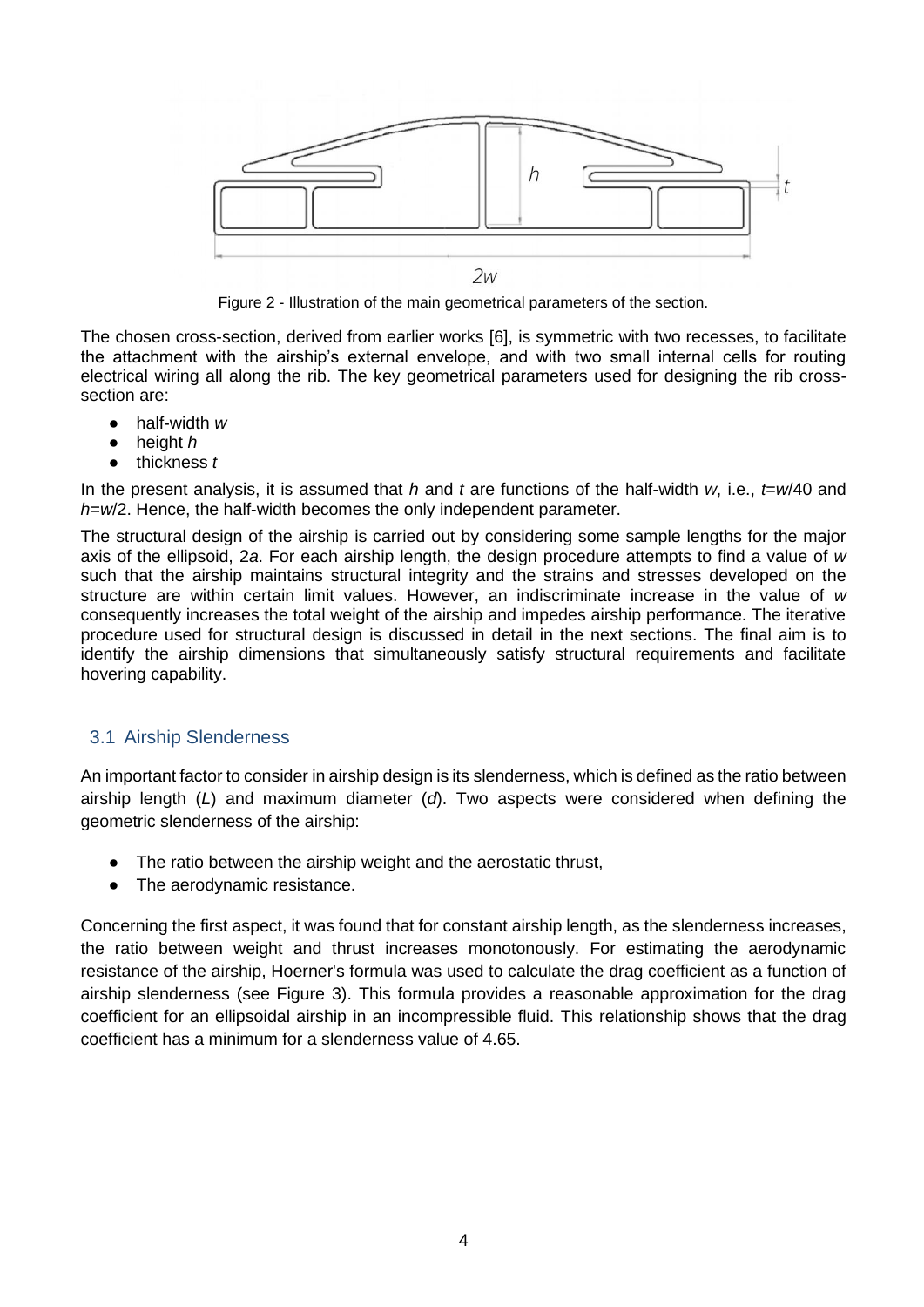Figure 2 - Illustration of the main geometrical parameters of the section.

The chosen cross-section, derived from earlier works [6], is symmetric with two recesses, to facilitate the attachment with the airship's external envelope, and with two small internal cells for routing electrical wiring all along the rib. The key geometrical parameters used for designing the rib cross-section are:

- half-width $w$
- height $h$
- thickness $t$

In the present analysis, it is assumed that $h$ and $t$ are functions of the half-width $w$, i.e., $t=w/40$ and $h=w/2$. Hence, the half-width becomes the only independent parameter.

The structural design of the airship is carried out by considering some sample lengths for the major axis of the ellipsoid, $2a$. For each airship length, the design procedure attempts to find a value of $w$ such that the airship maintains structural integrity and the strains and stresses developed on the structure are within certain limit values. However, an indiscriminate increase in the value of $w$ consequently increases the total weight of the airship and impedes airship performance. The iterative procedure used for structural design is discussed in detail in the next sections. The final aim is to identify the airship dimensions that simultaneously satisfy structural requirements and facilitate hovering capability.

## 3.1 Airship Slenderness

An important factor to consider in airship design is its slenderness, which is defined as the ratio between airship length ($L$) and maximum diameter ($d$). Two aspects were considered when defining the geometric slenderness of the airship:

- The ratio between the airship weight and the aerostatic thrust,
- The aerodynamic resistance.

Concerning the first aspect, it was found that for constant airship length, as the slenderness increases, the ratio between weight and thrust increases monotonously. For estimating the aerodynamic resistance of the airship, Hoerner's formula was used to calculate the drag coefficient as a function of airship slenderness (see Figure 3). This formula provides a reasonable approximation for the drag coefficient for an ellipsoidal airship in an incompressible fluid. This relationship shows that the drag coefficient has a minimum for a slenderness value of 4.65.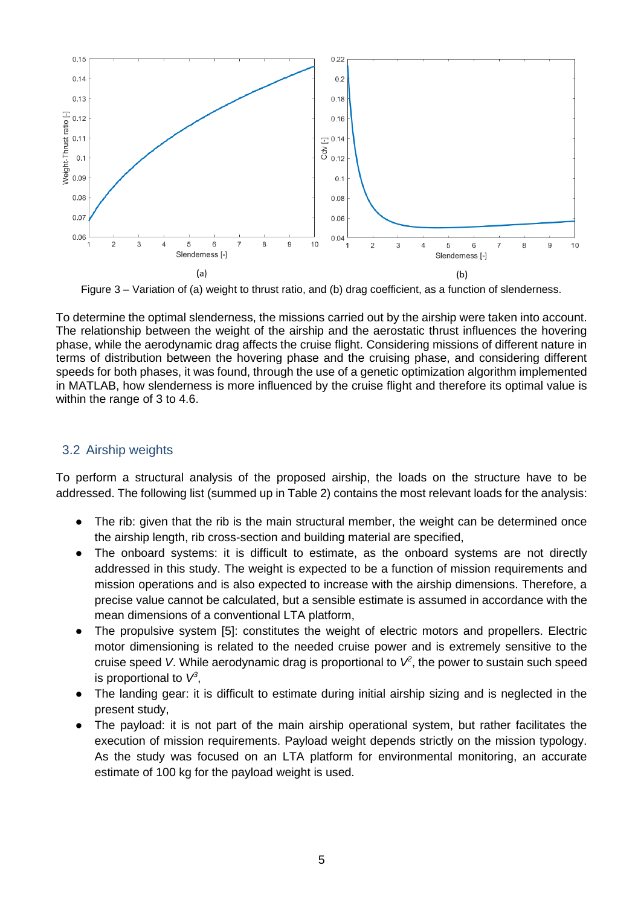Figure 3 – Variation of (a) weight to thrust ratio, and (b) drag coefficient, as a function of slenderness.

To determine the optimal slenderness, the missions carried out by the airship were taken into account. The relationship between the weight of the airship and the aerostatic thrust influences the hovering phase, while the aerodynamic drag affects the cruise flight. Considering missions of different nature in terms of distribution between the hovering phase and the cruising phase, and considering different speeds for both phases, it was found, through the use of a genetic optimization algorithm implemented in MATLAB, how slenderness is more influenced by the cruise flight and therefore its optimal value is within the range of 3 to 4.6.

## 3.2 Airship weights

To perform a structural analysis of the proposed airship, the loads on the structure have to be addressed. The following list (summed up in Table 2) contains the most relevant loads for the analysis:

- The rib: given that the rib is the main structural member, the weight can be determined once the airship length, rib cross-section and building material are specified,
- The onboard systems: it is difficult to estimate, as the onboard systems are not directly addressed in this study. The weight is expected to be a function of mission requirements and mission operations and is also expected to increase with the airship dimensions. Therefore, a precise value cannot be calculated, but a sensible estimate is assumed in accordance with the mean dimensions of a conventional LTA platform,
- The propulsive system [5]: constitutes the weight of electric motors and propellers. Electric motor dimensioning is related to the needed cruise power and is extremely sensitive to the cruise speed $V$. While aerodynamic drag is proportional to $V^2$, the power to sustain such speed is proportional to $V^3$,
- The landing gear: it is difficult to estimate during initial airship sizing and is neglected in the present study,
- The payload: it is not part of the main airship operational system, but rather facilitates the execution of mission requirements. Payload weight depends strictly on the mission typology. As the study was focused on an LTA platform for environmental monitoring, an accurate estimate of 100 kg for the payload weight is used.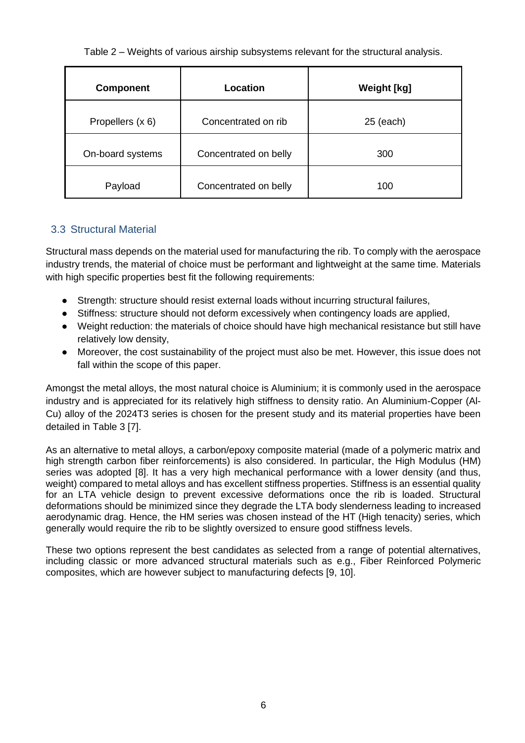Table 2 – Weights of various airship subsystems relevant for the structural analysis.

| Component | Location | Weight [kg] |
| --- | --- | --- |
| Propellers (x 6) | Concentrated on rib | 25 (each) |
| On-board systems | Concentrated on belly | 300 |
| Payload | Concentrated on belly | 100 |

### 3.3 Structural Material

Structural mass depends on the material used for manufacturing the rib. To comply with the aerospace industry trends, the material of choice must be performant and lightweight at the same time. Materials with high specific properties best fit the following requirements:

- Strength: structure should resist external loads without incurring structural failures,
- Stiffness: structure should not deform excessively when contingency loads are applied,
- Weight reduction: the materials of choice should have high mechanical resistance but still have relatively low density,
- Moreover, the cost sustainability of the project must also be met. However, this issue does not fall within the scope of this paper.

Amongst the metal alloys, the most natural choice is Aluminium; it is commonly used in the aerospace industry and is appreciated for its relatively high stiffness to density ratio. An Aluminium-Copper (Al-Cu) alloy of the 2024T3 series is chosen for the present study and its material properties have been detailed in Table 3 [7].

As an alternative to metal alloys, a carbon/epoxy composite material (made of a polymeric matrix and high strength carbon fiber reinforcements) is also considered. In particular, the High Modulus (HM) series was adopted [8]. It has a very high mechanical performance with a lower density (and thus, weight) compared to metal alloys and has excellent stiffness properties. Stiffness is an essential quality for an LTA vehicle design to prevent excessive deformations once the rib is loaded. Structural deformations should be minimized since they degrade the LTA body slenderness leading to increased aerodynamic drag. Hence, the HM series was chosen instead of the HT (High tenacity) series, which generally would require the rib to be slightly oversized to ensure good stiffness levels.

These two options represent the best candidates as selected from a range of potential alternatives, including classic or more advanced structural materials such as e.g., Fiber Reinforced Polymeric composites, which are however subject to manufacturing defects [9, 10].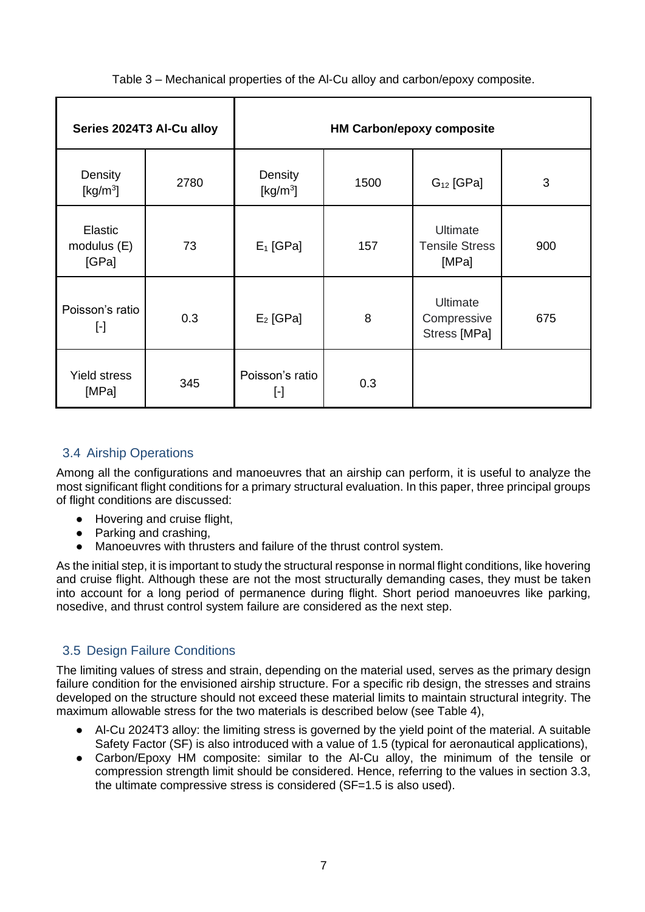Table 3 – Mechanical properties of the Al-Cu alloy and carbon/epoxy composite.

| Series 2024T3 Al-Cu alloy | | HM Carbon/epoxy composite | | | |
|---|---|---|---|---|---|
| Density [kg/m$^3$] | 2780 | Density [kg/m$^3$] | 1500 | $G_{12}$ [GPa] | 3 |
| Elastic modulus (E) [GPa] | 73 | $E_1$ [GPa] | 157 | Ultimate Tensile Stress [MPa] | 900 |
| Poisson's ratio [-] | 0.3 | $E_2$ [GPa] | 8 | Ultimate Compressive Stress [MPa] | 675 |
| Yield stress [MPa] | 345 | Poisson's ratio [-] | 0.3 | | |

## 3.4 Airship Operations

Among all the configurations and manoeuvres that an airship can perform, it is useful to analyze the most significant flight conditions for a primary structural evaluation. In this paper, three principal groups of flight conditions are discussed:

- Hovering and cruise flight,
- Parking and crashing,
- Manoeuvres with thrusters and failure of the thrust control system.

As the initial step, it is important to study the structural response in normal flight conditions, like hovering and cruise flight. Although these are not the most structurally demanding cases, they must be taken into account for a long period of permanence during flight. Short period manoeuvres like parking, nosedive, and thrust control system failure are considered as the next step.

## 3.5 Design Failure Conditions

The limiting values of stress and strain, depending on the material used, serves as the primary design failure condition for the envisioned airship structure. For a specific rib design, the stresses and strains developed on the structure should not exceed these material limits to maintain structural integrity. The maximum allowable stress for the two materials is described below (see Table 4),

- Al-Cu 2024T3 alloy: the limiting stress is governed by the yield point of the material. A suitable Safety Factor (SF) is also introduced with a value of 1.5 (typical for aeronautical applications),
- Carbon/Epoxy HM composite: similar to the Al-Cu alloy, the minimum of the tensile or compression strength limit should be considered. Hence, referring to the values in section 3.3, the ultimate compressive stress is considered (SF=1.5 is also used).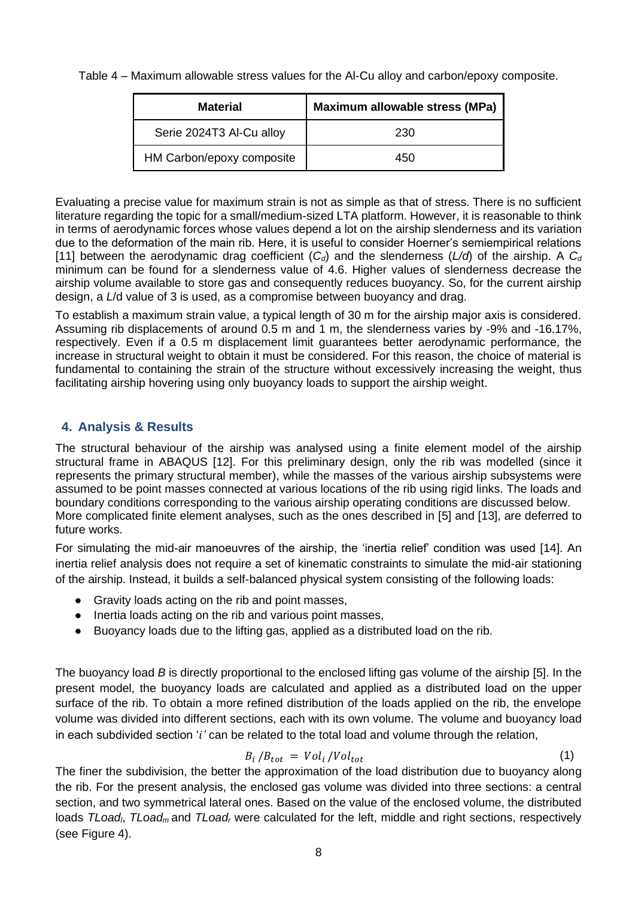Table 4 – Maximum allowable stress values for the Al-Cu alloy and carbon/epoxy composite.

| Material | Maximum allowable stress (MPa) |
| --- | --- |
| Serie 2024T3 Al-Cu alloy | 230 |
| HM Carbon/epoxy composite | 450 |

Evaluating a precise value for maximum strain is not as simple as that of stress. There is no sufficient literature regarding the topic for a small/medium-sized LTA platform. However, it is reasonable to think in terms of aerodynamic forces whose values depend a lot on the airship slenderness and its variation due to the deformation of the main rib. Here, it is useful to consider Hoerner's semiempirical relations [11] between the aerodynamic drag coefficient ($C_d$) and the slenderness ($L/d$) of the airship. A $C_d$ minimum can be found for a slenderness value of 4.6. Higher values of slenderness decrease the airship volume available to store gas and consequently reduces buoyancy. So, for the current airship design, a $L/d$ value of 3 is used, as a compromise between buoyancy and drag.

To establish a maximum strain value, a typical length of 30 m for the airship major axis is considered. Assuming rib displacements of around 0.5 m and 1 m, the slenderness varies by -9% and -16.17%, respectively. Even if a 0.5 m displacement limit guarantees better aerodynamic performance, the increase in structural weight to obtain it must be considered. For this reason, the choice of material is fundamental to containing the strain of the structure without excessively increasing the weight, thus facilitating airship hovering using only buoyancy loads to support the airship weight.

## 4. Analysis & Results

The structural behaviour of the airship was analysed using a finite element model of the airship structural frame in ABAQUS [12]. For this preliminary design, only the rib was modelled (since it represents the primary structural member), while the masses of the various airship subsystems were assumed to be point masses connected at various locations of the rib using rigid links. The loads and boundary conditions corresponding to the various airship operating conditions are discussed below. More complicated finite element analyses, such as the ones described in [5] and [13], are deferred to future works.

For simulating the mid-air manoeuvres of the airship, the 'inertia relief' condition was used [14]. An inertia relief analysis does not require a set of kinematic constraints to simulate the mid-air stationing of the airship. Instead, it builds a self-balanced physical system consisting of the following loads:

- Gravity loads acting on the rib and point masses,
- Inertia loads acting on the rib and various point masses,
- Buoyancy loads due to the lifting gas, applied as a distributed load on the rib.

The buoyancy load $B$ is directly proportional to the enclosed lifting gas volume of the airship [5]. In the present model, the buoyancy loads are calculated and applied as a distributed load on the upper surface of the rib. To obtain a more refined distribution of the loads applied on the rib, the envelope volume was divided into different sections, each with its own volume. The volume and buoyancy load in each subdivided section '$i$' can be related to the total load and volume through the relation,

$$B_i / B_{tot} = Vol_i / Vol_{tot} \tag{1}$$

The finer the subdivision, the better the approximation of the load distribution due to buoyancy along the rib. For the present analysis, the enclosed gas volume was divided into three sections: a central section, and two symmetrical lateral ones. Based on the value of the enclosed volume, the distributed loads $TLoad_l$, $TLoad_m$ and $TLoad_r$ were calculated for the left, middle and right sections, respectively (see Figure 4).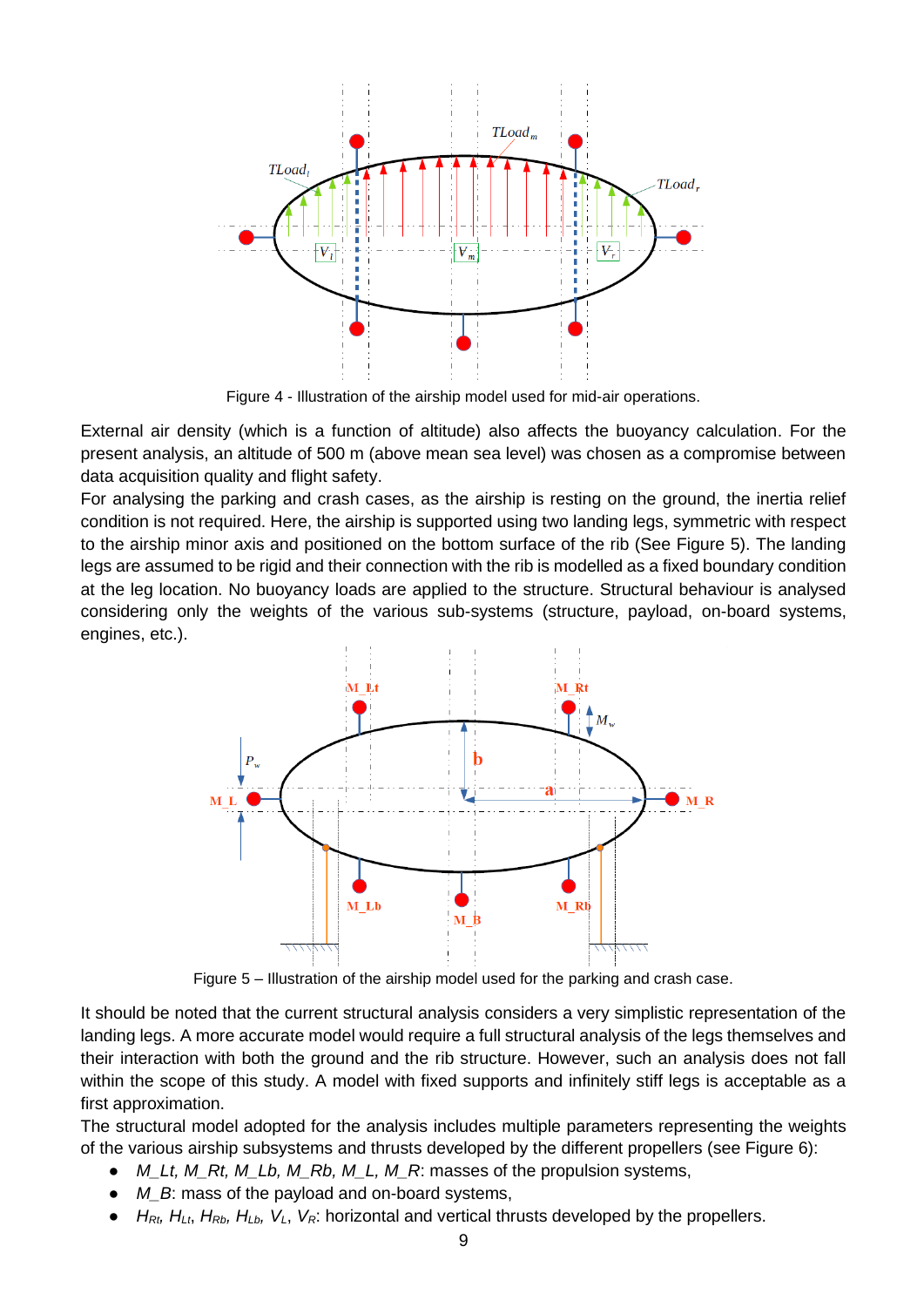Figure 4 - Illustration of the airship model used for mid-air operations.

External air density (which is a function of altitude) also affects the buoyancy calculation. For the present analysis, an altitude of 500 m (above mean sea level) was chosen as a compromise between data acquisition quality and flight safety.

For analysing the parking and crash cases, as the airship is resting on the ground, the inertia relief condition is not required. Here, the airship is supported using two landing legs, symmetric with respect to the airship minor axis and positioned on the bottom surface of the rib (See Figure 5). The landing legs are assumed to be rigid and their connection with the rib is modelled as a fixed boundary condition at the leg location. No buoyancy loads are applied to the structure. Structural behaviour is analysed considering only the weights of the various sub-systems (structure, payload, on-board systems, engines, etc.).

Figure 5 – Illustration of the airship model used for the parking and crash case.

It should be noted that the current structural analysis considers a very simplistic representation of the landing legs. A more accurate model would require a full structural analysis of the legs themselves and their interaction with both the ground and the rib structure. However, such an analysis does not fall within the scope of this study. A model with fixed supports and infinitely stiff legs is acceptable as a first approximation.

The structural model adopted for the analysis includes multiple parameters representing the weights of the various airship subsystems and thrusts developed by the different propellers (see Figure 6):

- *M_Lt, M_Rt, M_Lb, M_Rb, M_L, M_R*: masses of the propulsion systems,
- *M_B*: mass of the payload and on-board systems,
- $H_{Rt}$, $H_{Lt}$, $H_{Rb}$, $H_{Lb}$, $V_L$, $V_R$: horizontal and vertical thrusts developed by the propellers.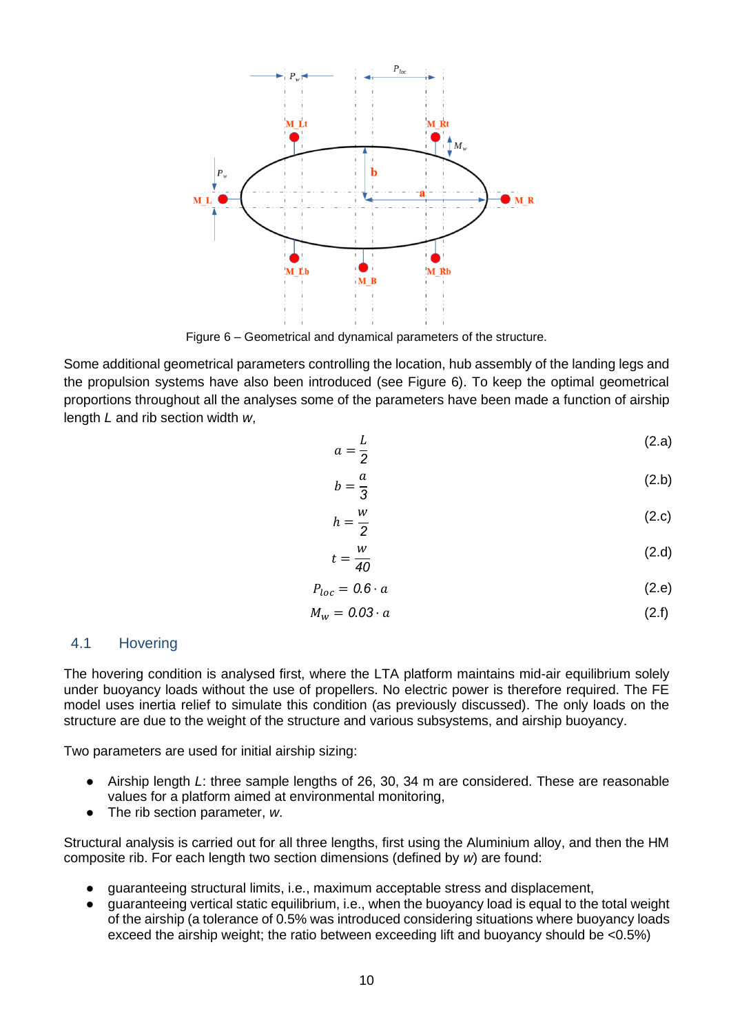Figure 6 – Geometrical and dynamical parameters of the structure.

Some additional geometrical parameters controlling the location, hub assembly of the landing legs and the propulsion systems have also been introduced (see Figure 6). To keep the optimal geometrical proportions throughout all the analyses some of the parameters have been made a function of airship length $L$ and rib section width $w$,

$$a = \frac{L}{2} \tag{2.a}$$

$$b = \frac{a}{3} \tag{2.b}$$

$$h = \frac{w}{2} \tag{2.c}$$

$$t = \frac{w}{40} \tag{2.d}$$

$$P_{loc} = 0.6 \cdot a \tag{2.e}$$

$$M_w = 0.03 \cdot a \tag{2.f}$$

## 4.1 Hovering

The hovering condition is analysed first, where the LTA platform maintains mid-air equilibrium solely under buoyancy loads without the use of propellers. No electric power is therefore required. The FE model uses inertia relief to simulate this condition (as previously discussed). The only loads on the structure are due to the weight of the structure and various subsystems, and airship buoyancy.

Two parameters are used for initial airship sizing:

- Airship length $L$: three sample lengths of 26, 30, 34 m are considered. These are reasonable values for a platform aimed at environmental monitoring,
- The rib section parameter, $w$.

Structural analysis is carried out for all three lengths, first using the Aluminium alloy, and then the HM composite rib. For each length two section dimensions (defined by $w$) are found:

- guaranteeing structural limits, i.e., maximum acceptable stress and displacement,
- guaranteeing vertical static equilibrium, i.e., when the buoyancy load is equal to the total weight of the airship (a tolerance of 0.5% was introduced considering situations where buoyancy loads exceed the airship weight; the ratio between exceeding lift and buoyancy should be <0.5%)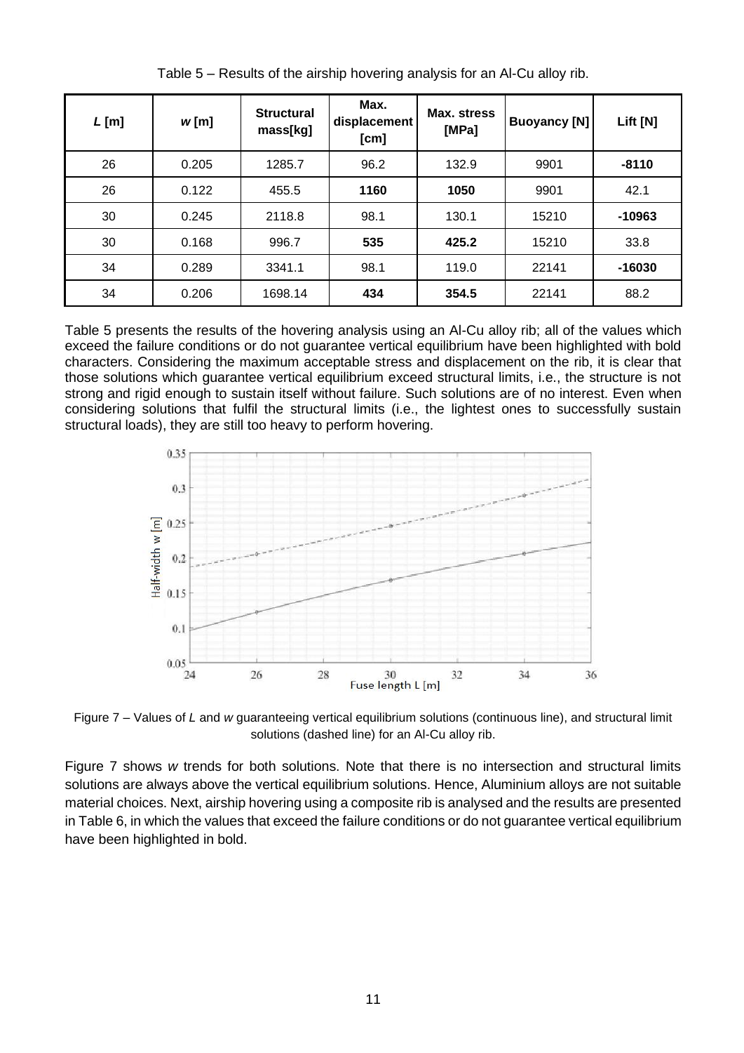Table 5 – Results of the airship hovering analysis for an Al-Cu alloy rib.

| *L* [m] | *w* [m] | Structural mass[kg] | Max. displacement [cm] | Max. stress [MPa] | Buoyancy [N] | Lift [N] |
|---|---|---|---|---|---|---|
| 26 | 0.205 | 1285.7 | 96.2 | 132.9 | 9901 | **-8110** |
| 26 | 0.122 | 455.5 | **1160** | **1050** | 9901 | 42.1 |
| 30 | 0.245 | 2118.8 | 98.1 | 130.1 | 15210 | **-10963** |
| 30 | 0.168 | 996.7 | **535** | **425.2** | 15210 | 33.8 |
| 34 | 0.289 | 3341.1 | 98.1 | 119.0 | 22141 | **-16030** |
| 34 | 0.206 | 1698.14 | **434** | **354.5** | 22141 | 88.2 |

Table 5 presents the results of the hovering analysis using an Al-Cu alloy rib; all of the values which exceed the failure conditions or do not guarantee vertical equilibrium have been highlighted with bold characters. Considering the maximum acceptable stress and displacement on the rib, it is clear that those solutions which guarantee vertical equilibrium exceed structural limits, i.e., the structure is not strong and rigid enough to sustain itself without failure. Such solutions are of no interest. Even when considering solutions that fulfil the structural limits (i.e., the lightest ones to successfully sustain structural loads), they are still too heavy to perform hovering.

Figure 7 – Values of *L* and *w* guaranteeing vertical equilibrium solutions (continuous line), and structural limit solutions (dashed line) for an Al-Cu alloy rib.

Figure 7 shows *w* trends for both solutions. Note that there is no intersection and structural limits solutions are always above the vertical equilibrium solutions. Hence, Aluminium alloys are not suitable material choices. Next, airship hovering using a composite rib is analysed and the results are presented in Table 6, in which the values that exceed the failure conditions or do not guarantee vertical equilibrium have been highlighted in bold.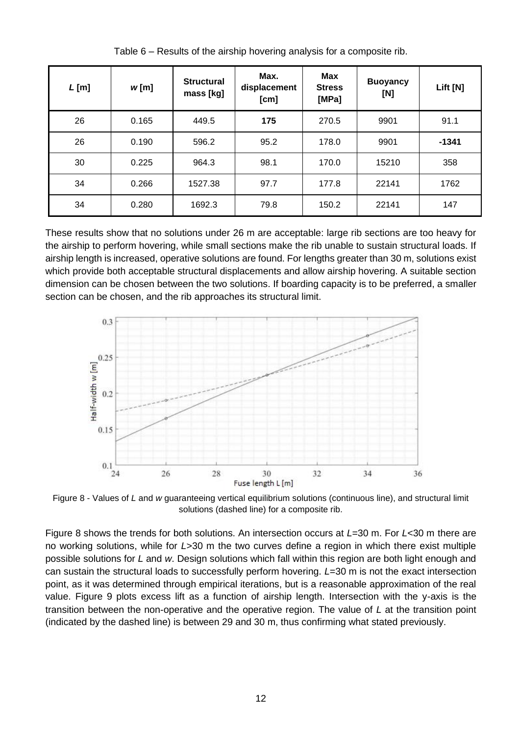Table 6 – Results of the airship hovering analysis for a composite rib.

| $L$ [m] | $w$ [m] | Structural mass [kg] | Max. displacement [cm] | Max Stress [MPa] | Buoyancy [N] | Lift [N] |
|---|---|---|---|---|---|---|
| 26 | 0.165 | 449.5 | **175** | 270.5 | 9901 | 91.1 |
| 26 | 0.190 | 596.2 | 95.2 | 178.0 | 9901 | **-1341** |
| 30 | 0.225 | 964.3 | 98.1 | 170.0 | 15210 | 358 |
| 34 | 0.266 | 1527.38 | 97.7 | 177.8 | 22141 | 1762 |
| 34 | 0.280 | 1692.3 | 79.8 | 150.2 | 22141 | 147 |

These results show that no solutions under 26 m are acceptable: large rib sections are too heavy for the airship to perform hovering, while small sections make the rib unable to sustain structural loads. If airship length is increased, operative solutions are found. For lengths greater than 30 m, solutions exist which provide both acceptable structural displacements and allow airship hovering. A suitable section dimension can be chosen between the two solutions. If boarding capacity is to be preferred, a smaller section can be chosen, and the rib approaches its structural limit.

Figure 8 - Values of $L$ and $w$ guaranteeing vertical equilibrium solutions (continuous line), and structural limit solutions (dashed line) for a composite rib.

Figure 8 shows the trends for both solutions. An intersection occurs at $L$=30 m. For $L$<30 m there are no working solutions, while for $L$>30 m the two curves define a region in which there exist multiple possible solutions for $L$ and $w$. Design solutions which fall within this region are both light enough and can sustain the structural loads to successfully perform hovering. $L$=30 m is not the exact intersection point, as it was determined through empirical iterations, but is a reasonable approximation of the real value. Figure 9 plots excess lift as a function of airship length. Intersection with the y-axis is the transition between the non-operative and the operative region. The value of $L$ at the transition point (indicated by the dashed line) is between 29 and 30 m, thus confirming what stated previously.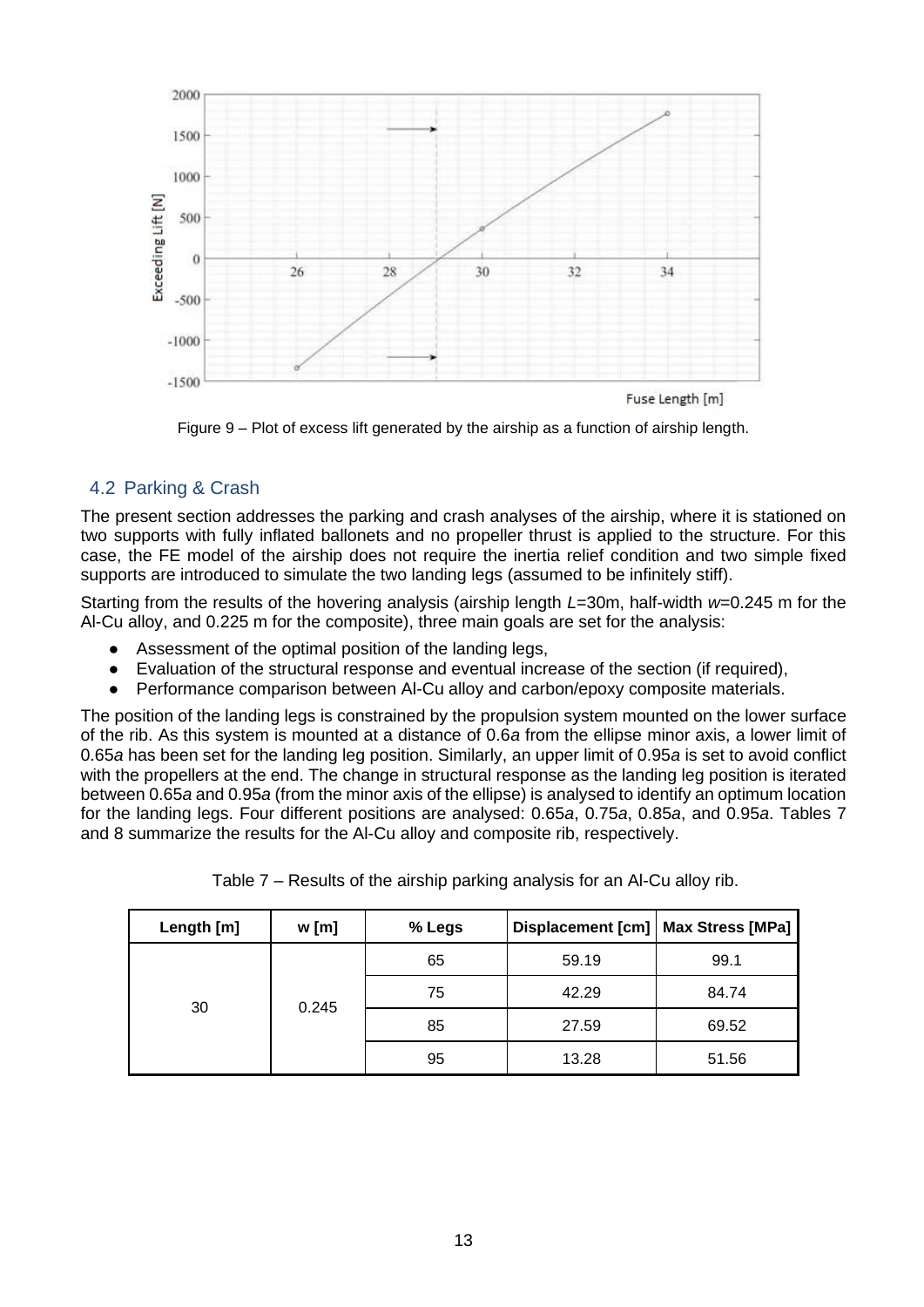Figure 9 – Plot of excess lift generated by the airship as a function of airship length.

## 4.2 Parking & Crash

The present section addresses the parking and crash analyses of the airship, where it is stationed on two supports with fully inflated ballonets and no propeller thrust is applied to the structure. For this case, the FE model of the airship does not require the inertia relief condition and two simple fixed supports are introduced to simulate the two landing legs (assumed to be infinitely stiff).

Starting from the results of the hovering analysis (airship length $L$=30m, half-width $w$=0.245 m for the Al-Cu alloy, and 0.225 m for the composite), three main goals are set for the analysis:

- Assessment of the optimal position of the landing legs,
- Evaluation of the structural response and eventual increase of the section (if required),
- Performance comparison between Al-Cu alloy and carbon/epoxy composite materials.

The position of the landing legs is constrained by the propulsion system mounted on the lower surface of the rib. As this system is mounted at a distance of 0.6$a$ from the ellipse minor axis, a lower limit of 0.65$a$ has been set for the landing leg position. Similarly, an upper limit of 0.95$a$ is set to avoid conflict with the propellers at the end. The change in structural response as the landing leg position is iterated between 0.65$a$ and 0.95$a$ (from the minor axis of the ellipse) is analysed to identify an optimum location for the landing legs. Four different positions are analysed: 0.65$a$, 0.75$a$, 0.85$a$, and 0.95$a$. Tables 7 and 8 summarize the results for the Al-Cu alloy and composite rib, respectively.

Table 7 – Results of the airship parking analysis for an Al-Cu alloy rib.

| Length [m] | w [m] | % Legs | Displacement [cm] | Max Stress [MPa] |
|---|---|---|---|---|
| 30 | 0.245 | 65 | 59.19 | 99.1 |
| | | 75 | 42.29 | 84.74 |
| | | 85 | 27.59 | 69.52 |
| | | 95 | 13.28 | 51.56 |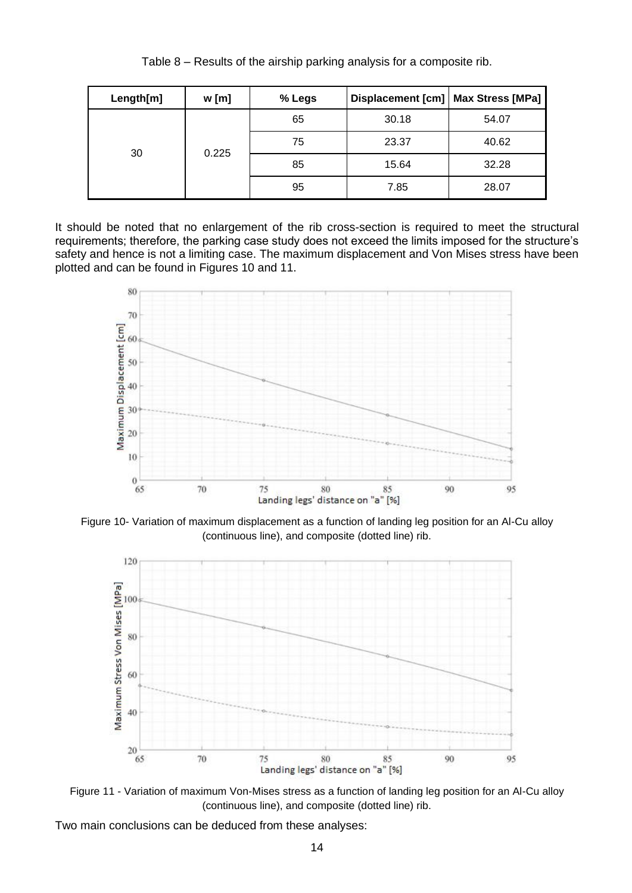Table 8 – Results of the airship parking analysis for a composite rib.

| Length[m] | w [m] | % Legs | Displacement [cm] | Max Stress [MPa] |
|---|---|---|---|---|
| 30 | 0.225 | 65 | 30.18 | 54.07 |
| | | 75 | 23.37 | 40.62 |
| | | 85 | 15.64 | 32.28 |
| | | 95 | 7.85 | 28.07 |

It should be noted that no enlargement of the rib cross-section is required to meet the structural requirements; therefore, the parking case study does not exceed the limits imposed for the structure's safety and hence is not a limiting case. The maximum displacement and Von Mises stress have been plotted and can be found in Figures 10 and 11.

Figure 10- Variation of maximum displacement as a function of landing leg position for an Al-Cu alloy (continuous line), and composite (dotted line) rib.

Figure 11 - Variation of maximum Von-Mises stress as a function of landing leg position for an Al-Cu alloy (continuous line), and composite (dotted line) rib.

Two main conclusions can be deduced from these analyses: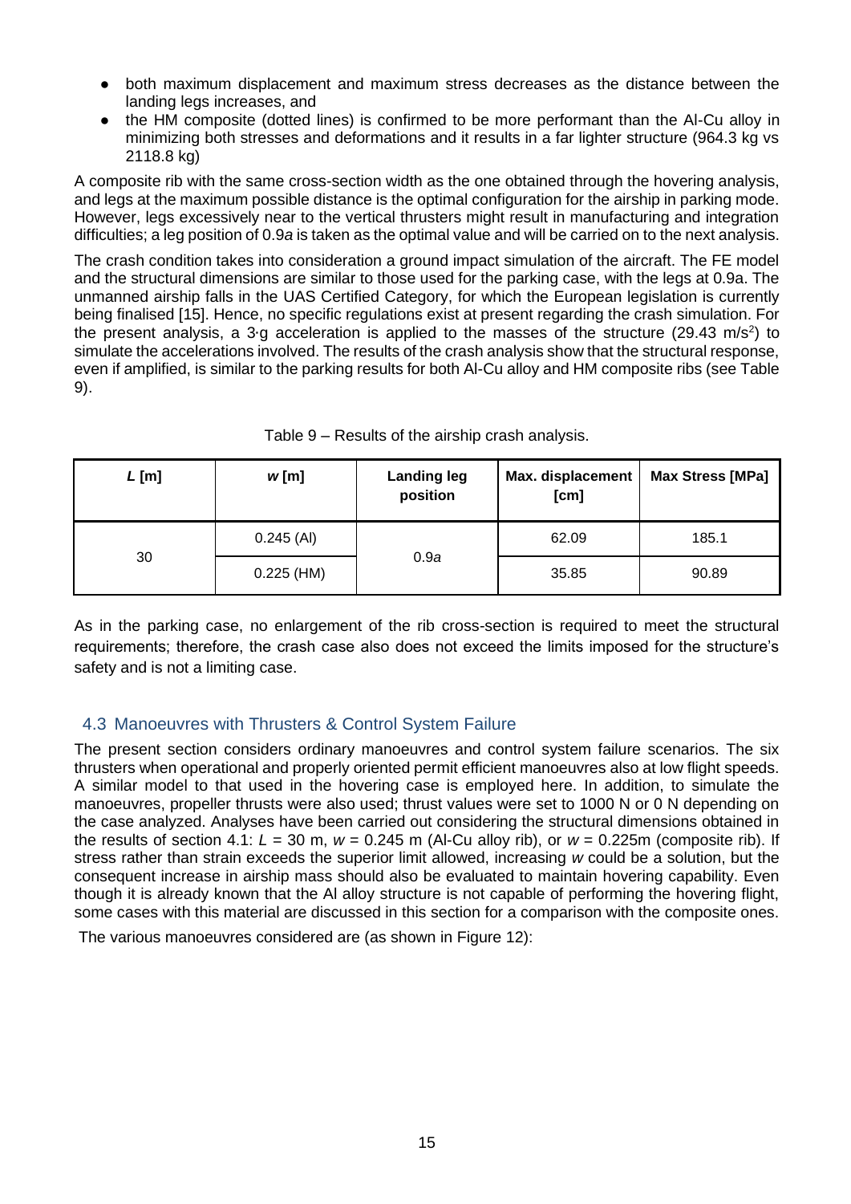- both maximum displacement and maximum stress decreases as the distance between the landing legs increases, and
- the HM composite (dotted lines) is confirmed to be more performant than the Al-Cu alloy in minimizing both stresses and deformations and it results in a far lighter structure (964.3 kg vs 2118.8 kg)

A composite rib with the same cross-section width as the one obtained through the hovering analysis, and legs at the maximum possible distance is the optimal configuration for the airship in parking mode. However, legs excessively near to the vertical thrusters might result in manufacturing and integration difficulties; a leg position of 0.9*a* is taken as the optimal value and will be carried on to the next analysis.

The crash condition takes into consideration a ground impact simulation of the aircraft. The FE model and the structural dimensions are similar to those used for the parking case, with the legs at 0.9a. The unmanned airship falls in the UAS Certified Category, for which the European legislation is currently being finalised [15]. Hence, no specific regulations exist at present regarding the crash simulation. For the present analysis, a 3·g acceleration is applied to the masses of the structure (29.43 $m/s^2$) to simulate the accelerations involved. The results of the crash analysis show that the structural response, even if amplified, is similar to the parking results for both Al-Cu alloy and HM composite ribs (see Table 9).

Table 9 – Results of the airship crash analysis.

| *L* [m] | *w* [m] | **Landing leg position** | **Max. displacement [cm]** | **Max Stress [MPa]** |
|---|---|---|---|---|
| 30 | 0.245 (Al) | 0.9*a* | 62.09 | 185.1 |
| | 0.225 (HM) | | 35.85 | 90.89 |

As in the parking case, no enlargement of the rib cross-section is required to meet the structural requirements; therefore, the crash case also does not exceed the limits imposed for the structure's safety and is not a limiting case.

## 4.3 Manoeuvres with Thrusters & Control System Failure

The present section considers ordinary manoeuvres and control system failure scenarios. The six thrusters when operational and properly oriented permit efficient manoeuvres also at low flight speeds. A similar model to that used in the hovering case is employed here. In addition, to simulate the manoeuvres, propeller thrusts were also used; thrust values were set to 1000 N or 0 N depending on the case analyzed. Analyses have been carried out considering the structural dimensions obtained in the results of section 4.1: $L$ = 30 m, $w$ = 0.245 m (Al-Cu alloy rib), or $w$ = 0.225m (composite rib). If stress rather than strain exceeds the superior limit allowed, increasing $w$ could be a solution, but the consequent increase in airship mass should also be evaluated to maintain hovering capability. Even though it is already known that the Al alloy structure is not capable of performing the hovering flight, some cases with this material are discussed in this section for a comparison with the composite ones.

The various manoeuvres considered are (as shown in Figure 12):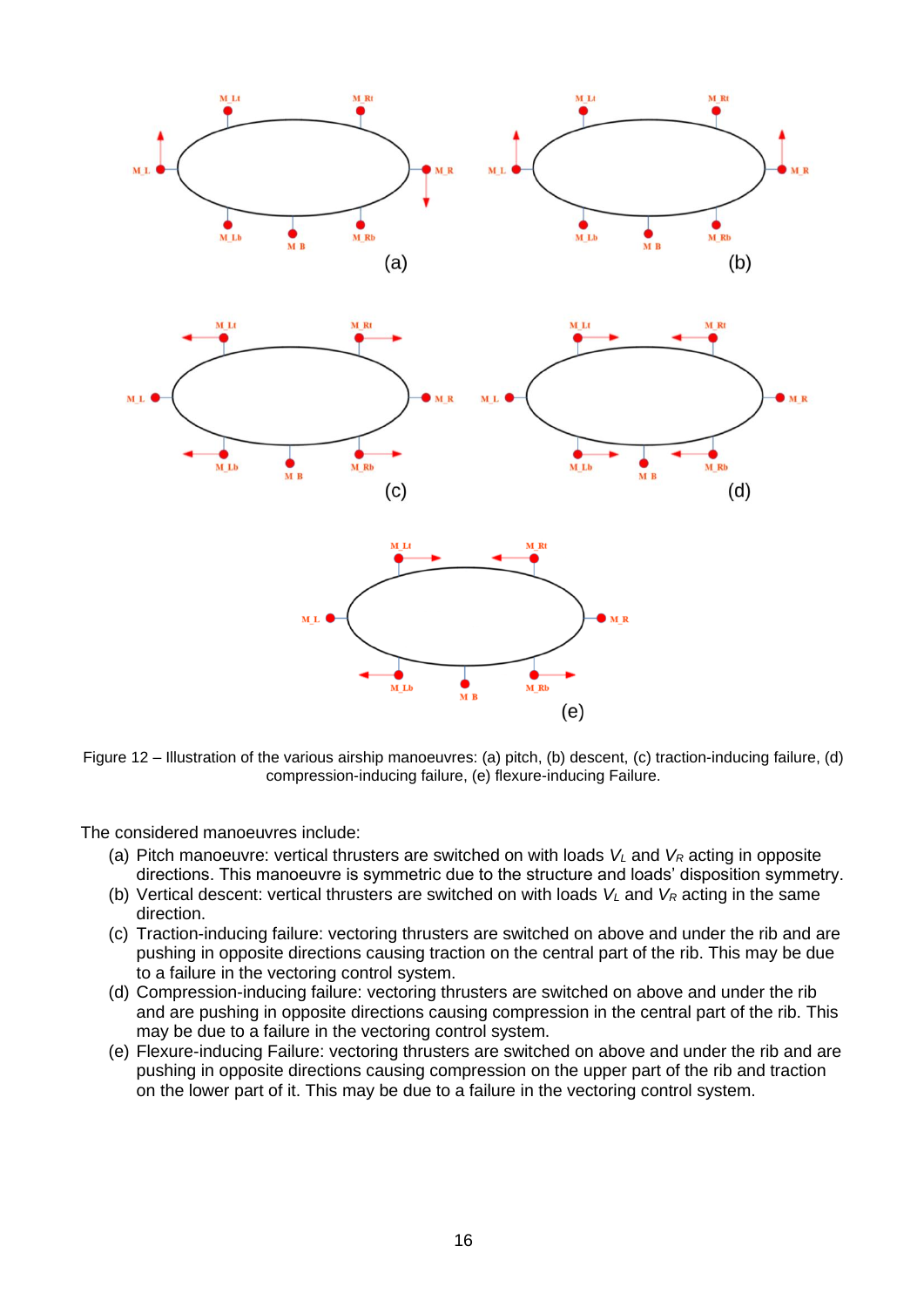Figure 12 – Illustration of the various airship manoeuvres: (a) pitch, (b) descent, (c) traction-inducing failure, (d) compression-inducing failure, (e) flexure-inducing Failure.

The considered manoeuvres include:

(a) Pitch manoeuvre: vertical thrusters are switched on with loads $V_L$ and $V_R$ acting in opposite directions. This manoeuvre is symmetric due to the structure and loads' disposition symmetry.
(b) Vertical descent: vertical thrusters are switched on with loads $V_L$ and $V_R$ acting in the same direction.
(c) Traction-inducing failure: vectoring thrusters are switched on above and under the rib and are pushing in opposite directions causing traction on the central part of the rib. This may be due to a failure in the vectoring control system.
(d) Compression-inducing failure: vectoring thrusters are switched on above and under the rib and are pushing in opposite directions causing compression in the central part of the rib. This may be due to a failure in the vectoring control system.
(e) Flexure-inducing Failure: vectoring thrusters are switched on above and under the rib and are pushing in opposite directions causing compression on the upper part of the rib and traction on the lower part of it. This may be due to a failure in the vectoring control system.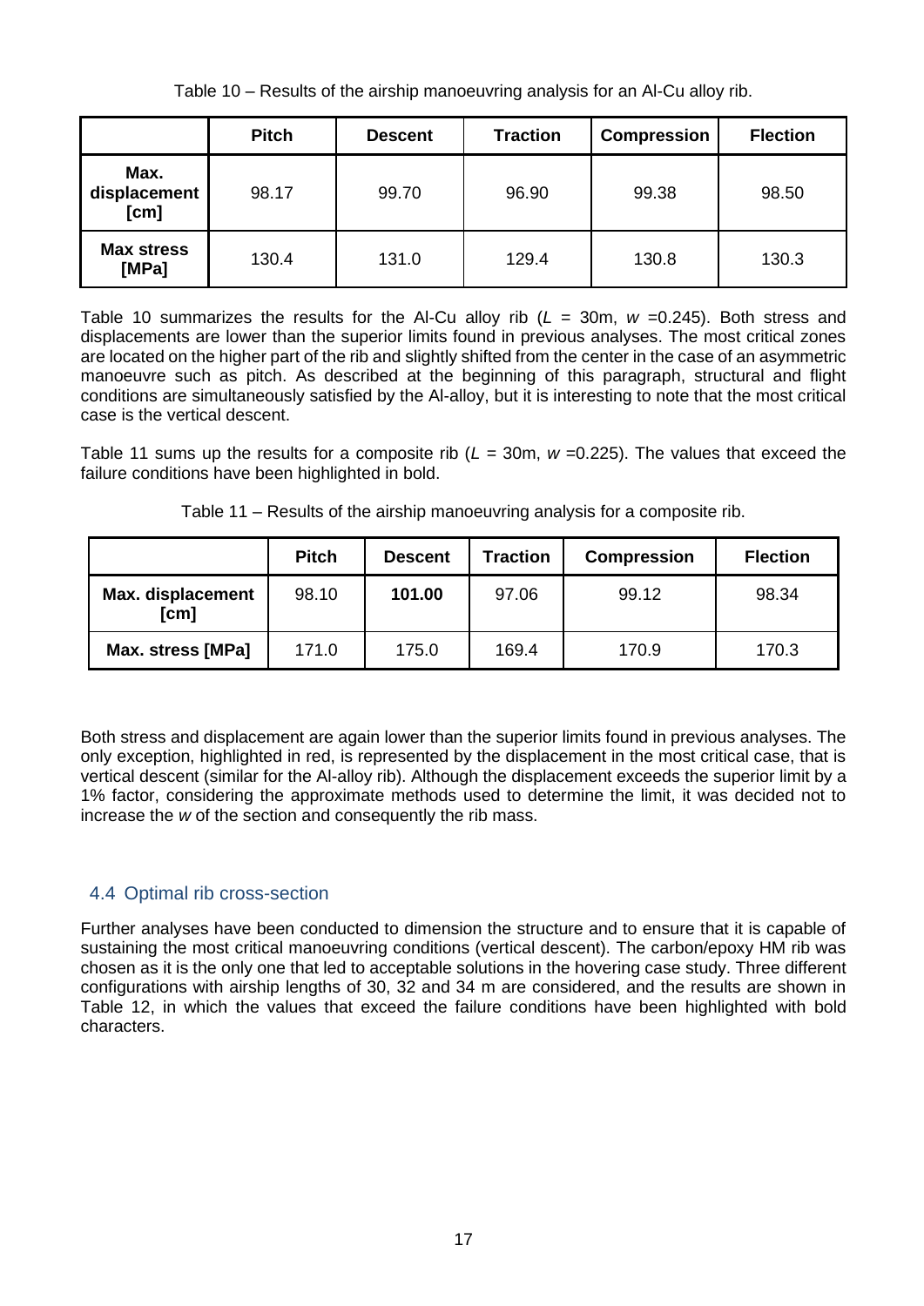Table 10 – Results of the airship manoeuvring analysis for an Al-Cu alloy rib.

| | Pitch | Descent | Traction | Compression | Flection |
|---|---|---|---|---|---|
| **Max. displacement [cm]** | 98.17 | 99.70 | 96.90 | 99.38 | 98.50 |
| **Max stress [MPa]** | 130.4 | 131.0 | 129.4 | 130.8 | 130.3 |

Table 10 summarizes the results for the Al-Cu alloy rib ($L$ = 30m, $w$ =0.245). Both stress and displacements are lower than the superior limits found in previous analyses. The most critical zones are located on the higher part of the rib and slightly shifted from the center in the case of an asymmetric manoeuvre such as pitch. As described at the beginning of this paragraph, structural and flight conditions are simultaneously satisfied by the Al-alloy, but it is interesting to note that the most critical case is the vertical descent.

Table 11 sums up the results for a composite rib ($L$ = 30m, $w$ =0.225). The values that exceed the failure conditions have been highlighted in bold.

Table 11 – Results of the airship manoeuvring analysis for a composite rib.

| | Pitch | Descent | Traction | Compression | Flection |
|---|---|---|---|---|---|
| **Max. displacement [cm]** | 98.10 | **101.00** | 97.06 | 99.12 | 98.34 |
| **Max. stress [MPa]** | 171.0 | 175.0 | 169.4 | 170.9 | 170.3 |

Both stress and displacement are again lower than the superior limits found in previous analyses. The only exception, highlighted in red, is represented by the displacement in the most critical case, that is vertical descent (similar for the Al-alloy rib). Although the displacement exceeds the superior limit by a 1% factor, considering the approximate methods used to determine the limit, it was decided not to increase the $w$ of the section and consequently the rib mass.

## 4.4 Optimal rib cross-section

Further analyses have been conducted to dimension the structure and to ensure that it is capable of sustaining the most critical manoeuvring conditions (vertical descent). The carbon/epoxy HM rib was chosen as it is the only one that led to acceptable solutions in the hovering case study. Three different configurations with airship lengths of 30, 32 and 34 m are considered, and the results are shown in Table 12, in which the values that exceed the failure conditions have been highlighted with bold characters.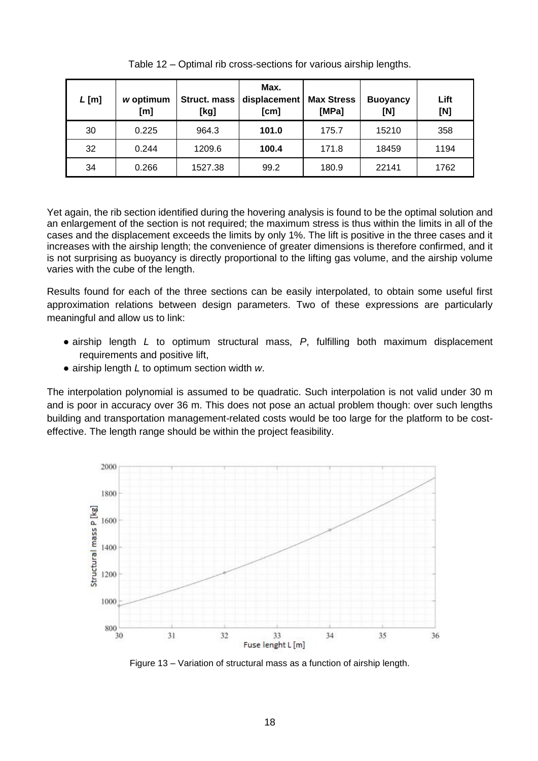Table 12 – Optimal rib cross-sections for various airship lengths.

| $L$ [m] | $w$ optimum [m] | Struct. mass [kg] | Max. displacement [cm] | Max Stress [MPa] | Buoyancy [N] | Lift [N] |
|---|---|---|---|---|---|---|
| 30 | 0.225 | 964.3 | **101.0** | 175.7 | 15210 | 358 |
| 32 | 0.244 | 1209.6 | **100.4** | 171.8 | 18459 | 1194 |
| 34 | 0.266 | 1527.38 | 99.2 | 180.9 | 22141 | 1762 |

Yet again, the rib section identified during the hovering analysis is found to be the optimal solution and an enlargement of the section is not required; the maximum stress is thus within the limits in all of the cases and the displacement exceeds the limits by only 1%. The lift is positive in the three cases and it increases with the airship length; the convenience of greater dimensions is therefore confirmed, and it is not surprising as buoyancy is directly proportional to the lifting gas volume, and the airship volume varies with the cube of the length.

Results found for each of the three sections can be easily interpolated, to obtain some useful first approximation relations between design parameters. Two of these expressions are particularly meaningful and allow us to link:

- airship length $L$ to optimum structural mass, $P$, fulfilling both maximum displacement requirements and positive lift,
- airship length $L$ to optimum section width $w$.

The interpolation polynomial is assumed to be quadratic. Such interpolation is not valid under 30 m and is poor in accuracy over 36 m. This does not pose an actual problem though: over such lengths building and transportation management-related costs would be too large for the platform to be cost-effective. The length range should be within the project feasibility.

Figure 13 – Variation of structural mass as a function of airship length.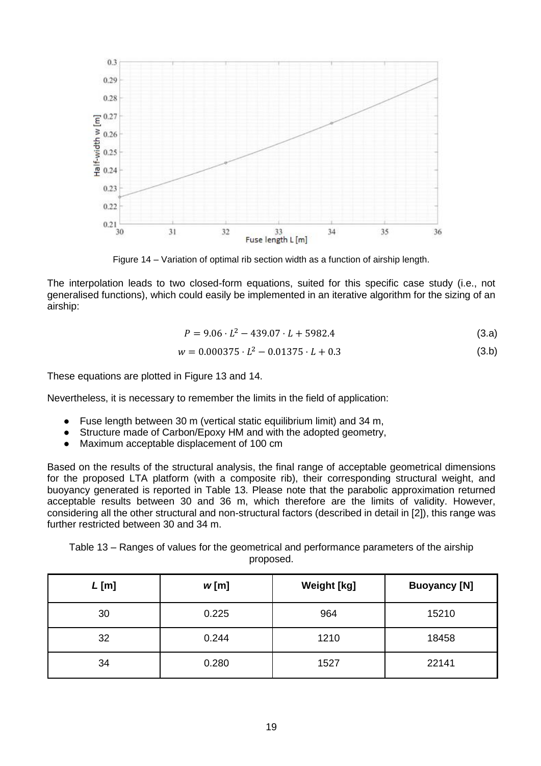Figure 14 – Variation of optimal rib section width as a function of airship length.

The interpolation leads to two closed-form equations, suited for this specific case study (i.e., not generalised functions), which could easily be implemented in an iterative algorithm for the sizing of an airship:

$$P = 9.06 \cdot L^2 - 439.07 \cdot L + 5982.4 \tag{3.a}$$

$$w = 0.000375 \cdot L^2 - 0.01375 \cdot L + 0.3 \tag{3.b}$$

These equations are plotted in Figure 13 and 14.

Nevertheless, it is necessary to remember the limits in the field of application:

- Fuse length between 30 m (vertical static equilibrium limit) and 34 m,
- Structure made of Carbon/Epoxy HM and with the adopted geometry,
- Maximum acceptable displacement of 100 cm

Based on the results of the structural analysis, the final range of acceptable geometrical dimensions for the proposed LTA platform (with a composite rib), their corresponding structural weight, and buoyancy generated is reported in Table 13. Please note that the parabolic approximation returned acceptable results between 30 and 36 m, which therefore are the limits of validity. However, considering all the other structural and non-structural factors (described in detail in [2]), this range was further restricted between 30 and 34 m.

Table 13 – Ranges of values for the geometrical and performance parameters of the airship proposed.

| $L$ [m] | $w$ [m] | Weight [kg] | Buoyancy [N] |
|---|---|---|---|
| 30 | 0.225 | 964 | 15210 |
| 32 | 0.244 | 1210 | 18458 |
| 34 | 0.280 | 1527 | 22141 |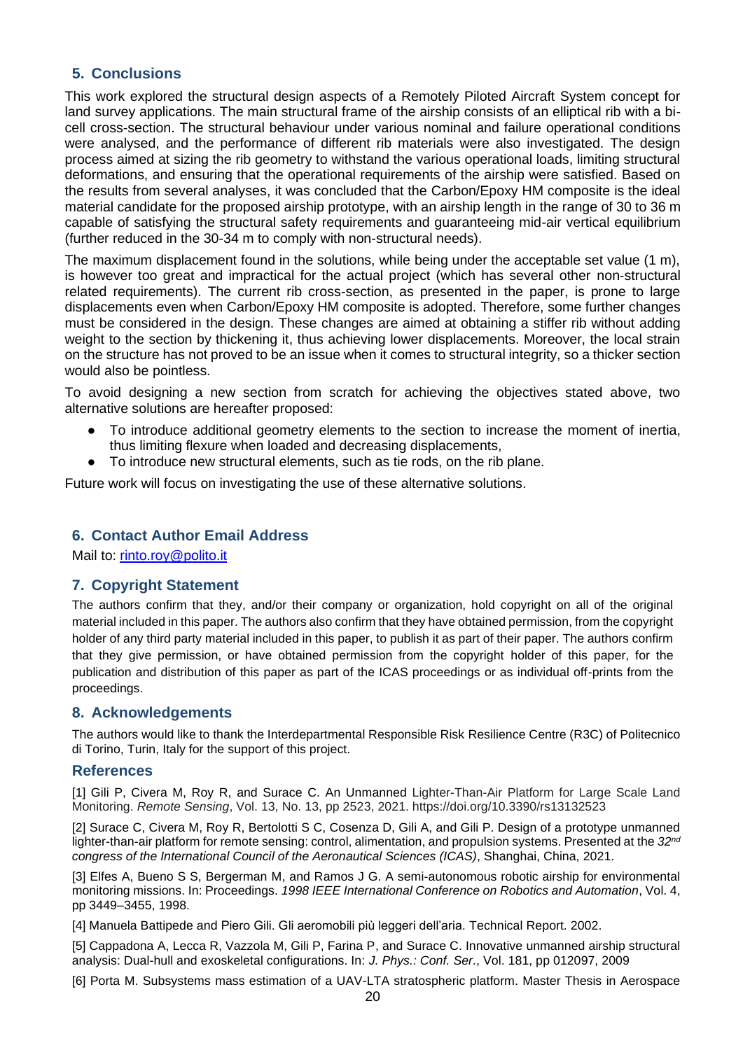## 5. Conclusions

This work explored the structural design aspects of a Remotely Piloted Aircraft System concept for land survey applications. The main structural frame of the airship consists of an elliptical rib with a bi-cell cross-section. The structural behaviour under various nominal and failure operational conditions were analysed, and the performance of different rib materials were also investigated. The design process aimed at sizing the rib geometry to withstand the various operational loads, limiting structural deformations, and ensuring that the operational requirements of the airship were satisfied. Based on the results from several analyses, it was concluded that the Carbon/Epoxy HM composite is the ideal material candidate for the proposed airship prototype, with an airship length in the range of 30 to 36 m capable of satisfying the structural safety requirements and guaranteeing mid-air vertical equilibrium (further reduced in the 30-34 m to comply with non-structural needs).

The maximum displacement found in the solutions, while being under the acceptable set value (1 m), is however too great and impractical for the actual project (which has several other non-structural related requirements). The current rib cross-section, as presented in the paper, is prone to large displacements even when Carbon/Epoxy HM composite is adopted. Therefore, some further changes must be considered in the design. These changes are aimed at obtaining a stiffer rib without adding weight to the section by thickening it, thus achieving lower displacements. Moreover, the local strain on the structure has not proved to be an issue when it comes to structural integrity, so a thicker section would also be pointless.

To avoid designing a new section from scratch for achieving the objectives stated above, two alternative solutions are hereafter proposed:

- To introduce additional geometry elements to the section to increase the moment of inertia, thus limiting flexure when loaded and decreasing displacements,
- To introduce new structural elements, such as tie rods, on the rib plane.

Future work will focus on investigating the use of these alternative solutions.

## 6. Contact Author Email Address

Mail to: rinto.roy@polito.it

## 7. Copyright Statement

The authors confirm that they, and/or their company or organization, hold copyright on all of the original material included in this paper. The authors also confirm that they have obtained permission, from the copyright holder of any third party material included in this paper, to publish it as part of their paper. The authors confirm that they give permission, or have obtained permission from the copyright holder of this paper, for the publication and distribution of this paper as part of the ICAS proceedings or as individual off-prints from the proceedings.

## 8. Acknowledgements

The authors would like to thank the Interdepartmental Responsible Risk Resilience Centre (R3C) of Politecnico di Torino, Turin, Italy for the support of this project.

## References

[1] Gili P, Civera M, Roy R, and Surace C. An Unmanned Lighter-Than-Air Platform for Large Scale Land Monitoring. *Remote Sensing*, Vol. 13, No. 13, pp 2523, 2021. https://doi.org/10.3390/rs13132523

[2] Surace C, Civera M, Roy R, Bertolotti S C, Cosenza D, Gili A, and Gili P. Design of a prototype unmanned lighter-than-air platform for remote sensing: control, alimentation, and propulsion systems. Presented at the *32nd congress of the International Council of the Aeronautical Sciences (ICAS)*, Shanghai, China, 2021.

[3] Elfes A, Bueno S S, Bergerman M, and Ramos J G. A semi-autonomous robotic airship for environmental monitoring missions. In: Proceedings. *1998 IEEE International Conference on Robotics and Automation*, Vol. 4, pp 3449–3455, 1998.

[4] Manuela Battipede and Piero Gili. Gli aeromobili più leggeri dell'aria. Technical Report. 2002.

[5] Cappadona A, Lecca R, Vazzola M, Gili P, Farina P, and Surace C. Innovative unmanned airship structural analysis: Dual-hull and exoskeletal configurations. In: *J. Phys.: Conf. Ser.*, Vol. 181, pp 012097, 2009

[6] Porta M. Subsystems mass estimation of a UAV-LTA stratospheric platform. Master Thesis in Aerospace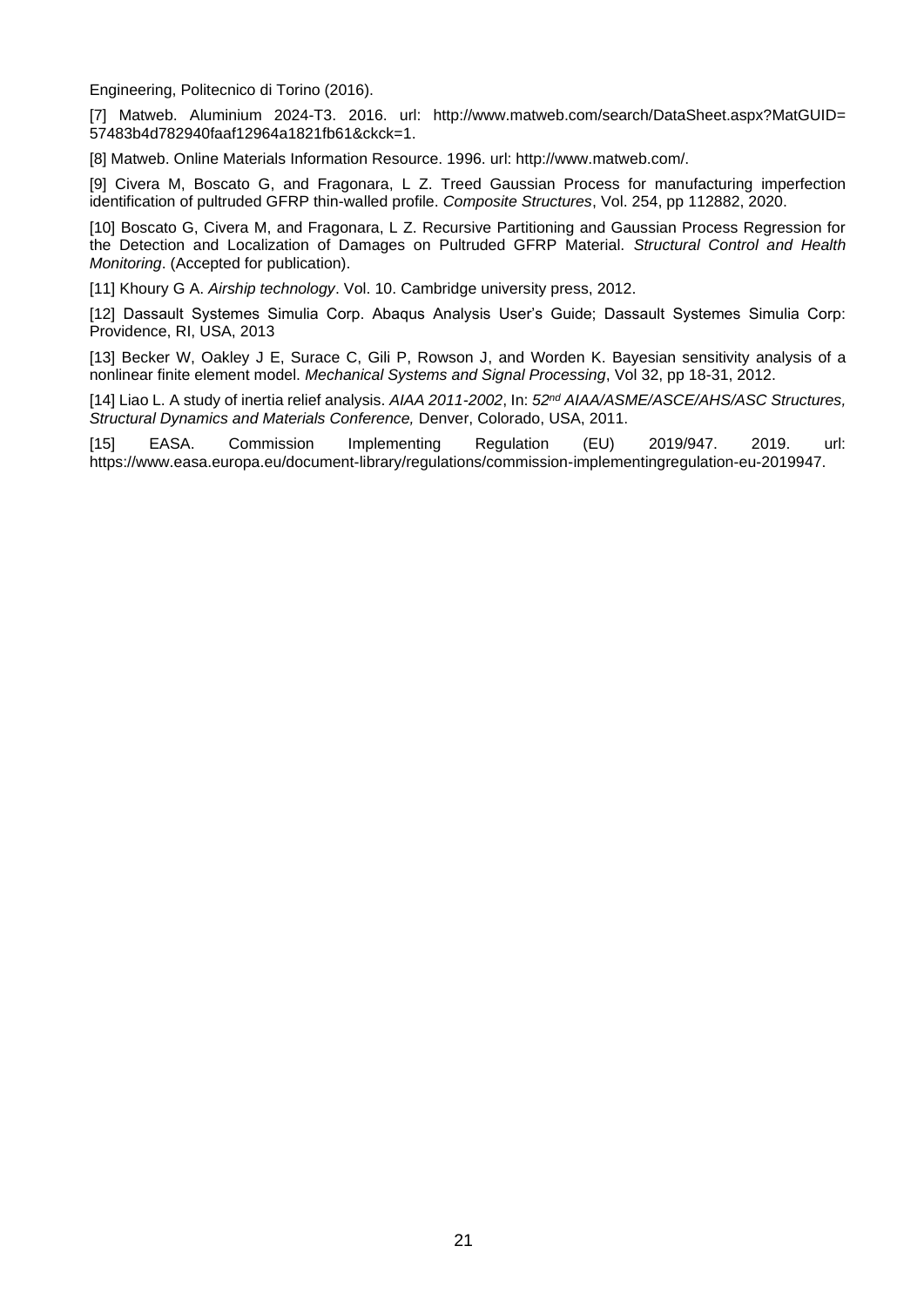Engineering, Politecnico di Torino (2016).

[7] Matweb. Aluminium 2024-T3. 2016. url: http://www.matweb.com/search/DataSheet.aspx?MatGUID=57483b4d782940faaf12964a1821fb61&ckck=1.

[8] Matweb. Online Materials Information Resource. 1996. url: http://www.matweb.com/.

[9] Civera M, Boscato G, and Fragonara, L Z. Treed Gaussian Process for manufacturing imperfection identification of pultruded GFRP thin-walled profile. *Composite Structures*, Vol. 254, pp 112882, 2020.

[10] Boscato G, Civera M, and Fragonara, L Z. Recursive Partitioning and Gaussian Process Regression for the Detection and Localization of Damages on Pultruded GFRP Material. *Structural Control and Health Monitoring*. (Accepted for publication).

[11] Khoury G A. *Airship technology*. Vol. 10. Cambridge university press, 2012.

[12] Dassault Systemes Simulia Corp. Abaqus Analysis User's Guide; Dassault Systemes Simulia Corp: Providence, RI, USA, 2013

[13] Becker W, Oakley J E, Surace C, Gili P, Rowson J, and Worden K. Bayesian sensitivity analysis of a nonlinear finite element model. *Mechanical Systems and Signal Processing*, Vol 32, pp 18-31, 2012.

[14] Liao L. A study of inertia relief analysis. *AIAA 2011-2002*, In: *52nd AIAA/ASME/ASCE/AHS/ASC Structures, Structural Dynamics and Materials Conference,* Denver, Colorado, USA, 2011.

[15] EASA. Commission Implementing Regulation (EU) 2019/947. 2019. url: https://www.easa.europa.eu/document-library/regulations/commission-implementingregulation-eu-2019947.